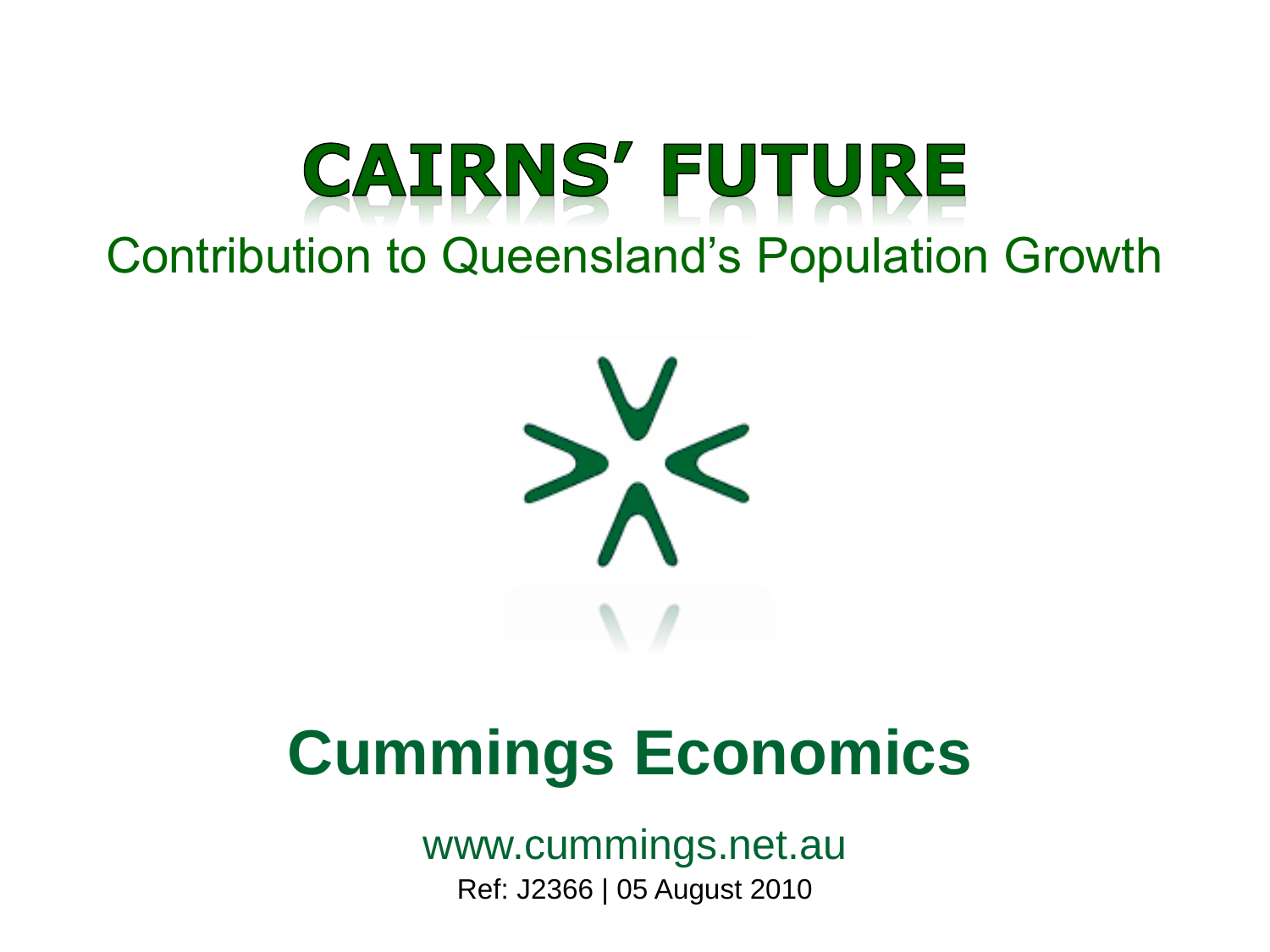# CAIRNS' FUTURE

## Contribution to Queensland's Population Growth

# Cummings Economics

www.cummings.net.au

Ref: J2366 | 05 August 2010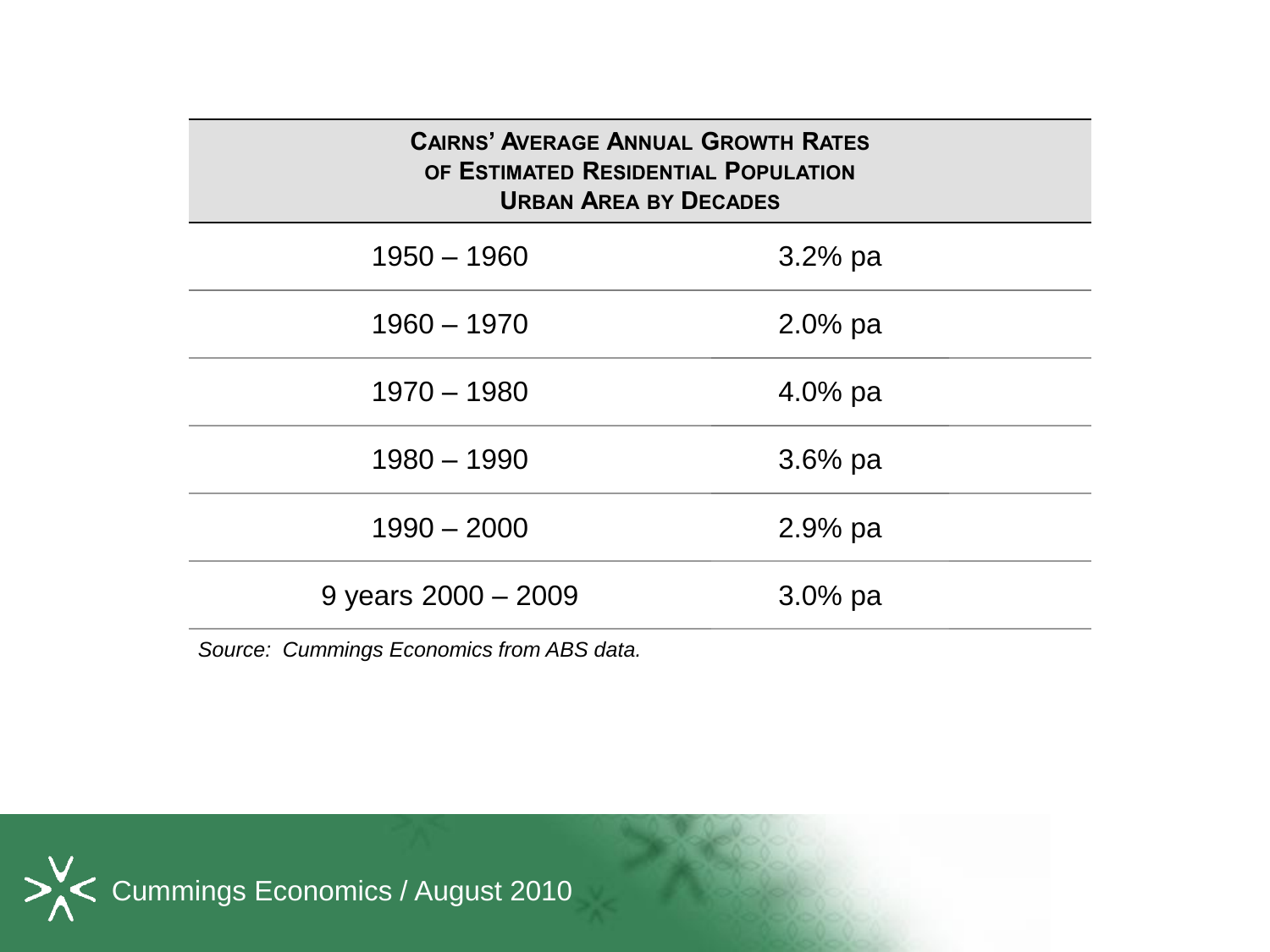| Cairns' Average Annual Growth Rates of Estimated Residential Population Urban Area by Decades | |
|---|---|
| 1950 – 1960 | 3.2% pa |
| 1960 – 1970 | 2.0% pa |
| 1970 – 1980 | 4.0% pa |
| 1980 – 1990 | 3.6% pa |
| 1990 – 2000 | 2.9% pa |
| 9 years 2000 – 2009 | 3.0% pa |

*Source: Cummings Economics from ABS data.*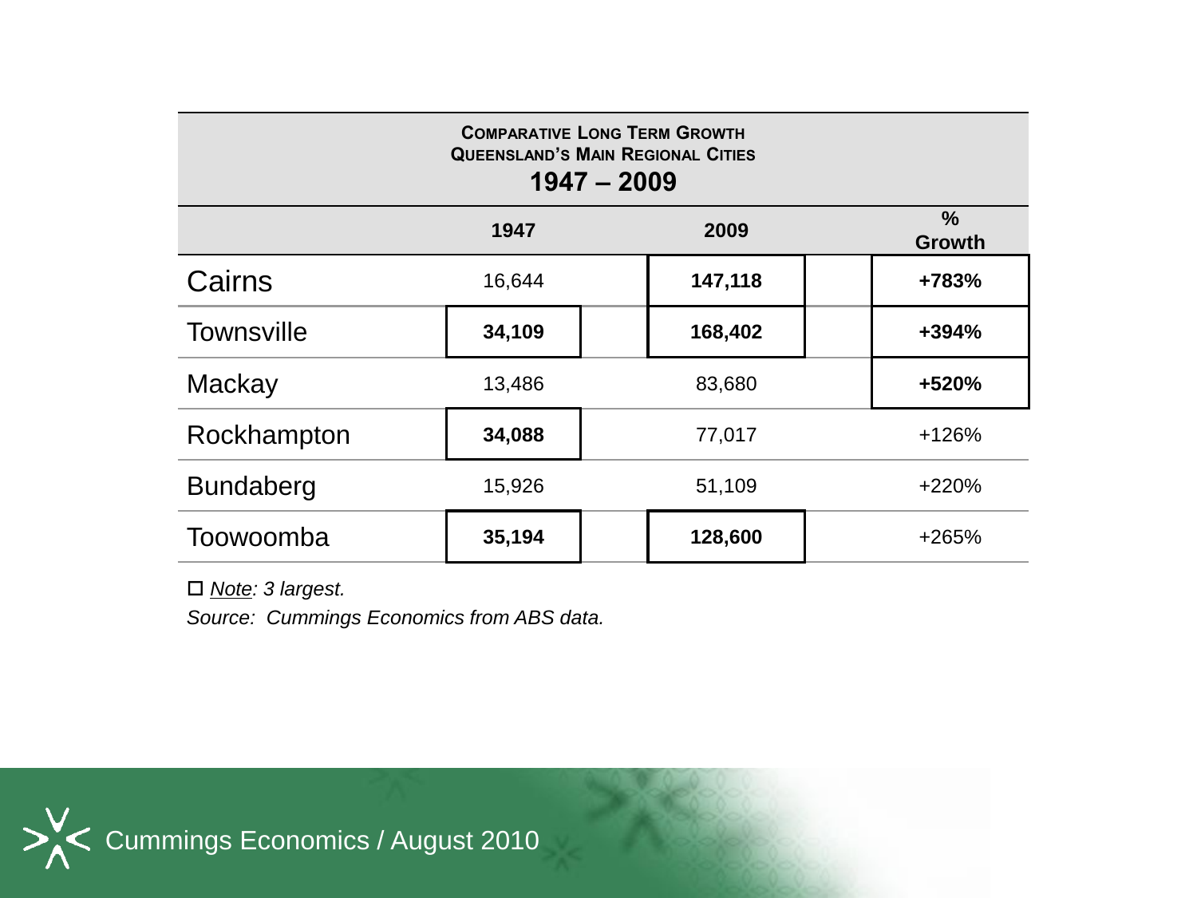**COMPARATIVE LONG TERM GROWTH**
**QUEENSLAND'S MAIN REGIONAL CITIES**
**1947 – 2009**

| | 1947 | 2009 | % Growth |
|---|---|---|---|
| Cairns | 16,644 | **147,118** | **+783%** |
| Townsville | **34,109** | **168,402** | **+394%** |
| Mackay | 13,486 | 83,680 | **+520%** |
| Rockhampton | **34,088** | 77,017 | +126% |
| Bundaberg | 15,926 | 51,109 | +220% |
| Toowoomba | **35,194** | **128,600** | +265% |

☐ *Note: 3 largest.*

*Source: Cummings Economics from ABS data.*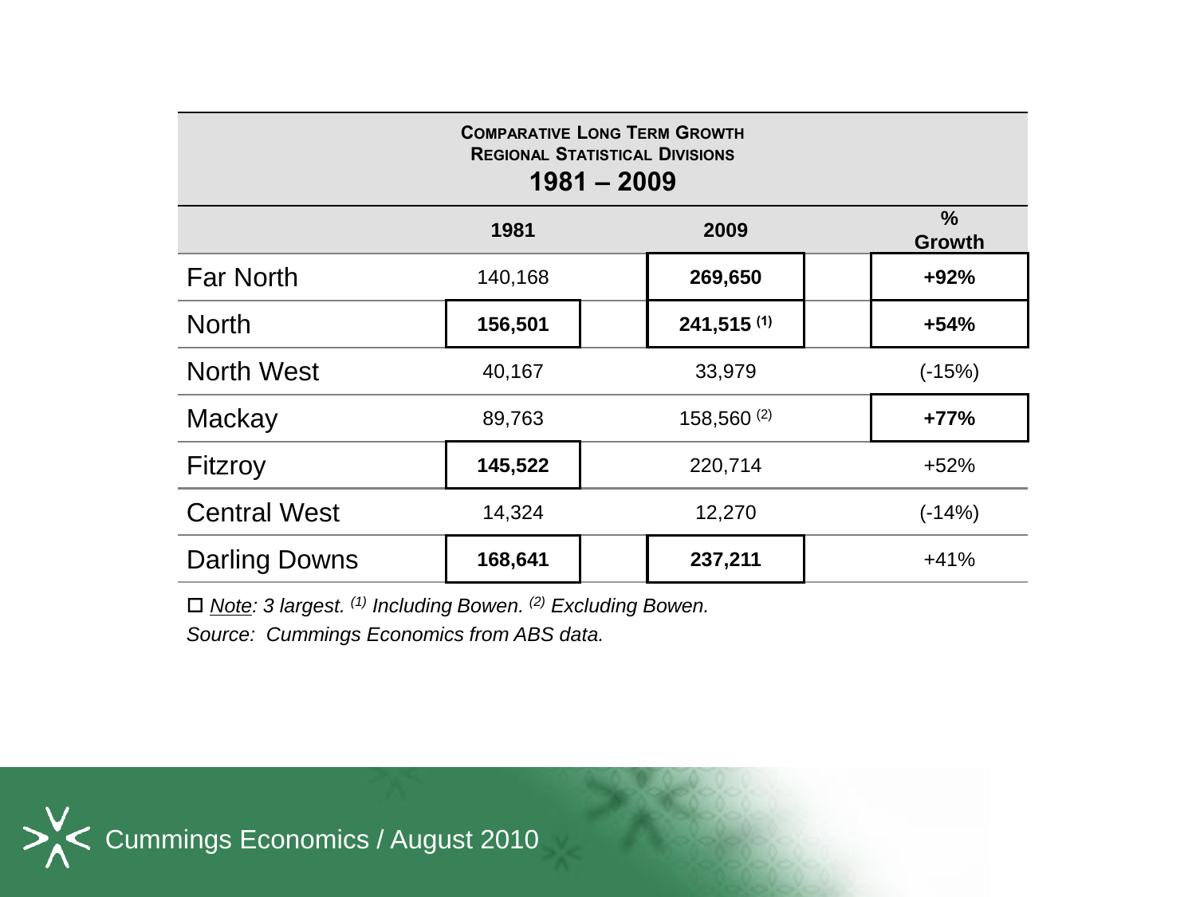## COMPARATIVE LONG TERM GROWTH
### REGIONAL STATISTICAL DIVISIONS
### 1981 – 2009

| | 1981 | 2009 | % Growth |
|---|---|---|---|
| Far North | 140,168 | **269,650** | **+92%** |
| North | **156,501** | **241,515** [1] | **+54%** |
| North West | 40,167 | 33,979 | (-15%) |
| Mackay | 89,763 | 158,560 [2] | **+77%** |
| Fitzroy | **145,522** | 220,714 | +52% |
| Central West | 14,324 | 12,270 | (-14%) |
| Darling Downs | **168,641** | **237,211** | +41% |

☐ *Note: 3 largest.* [1] *Including Bowen.* [2] *Excluding Bowen.*

*Source: Cummings Economics from ABS data.*

Cummings Economics / August 2010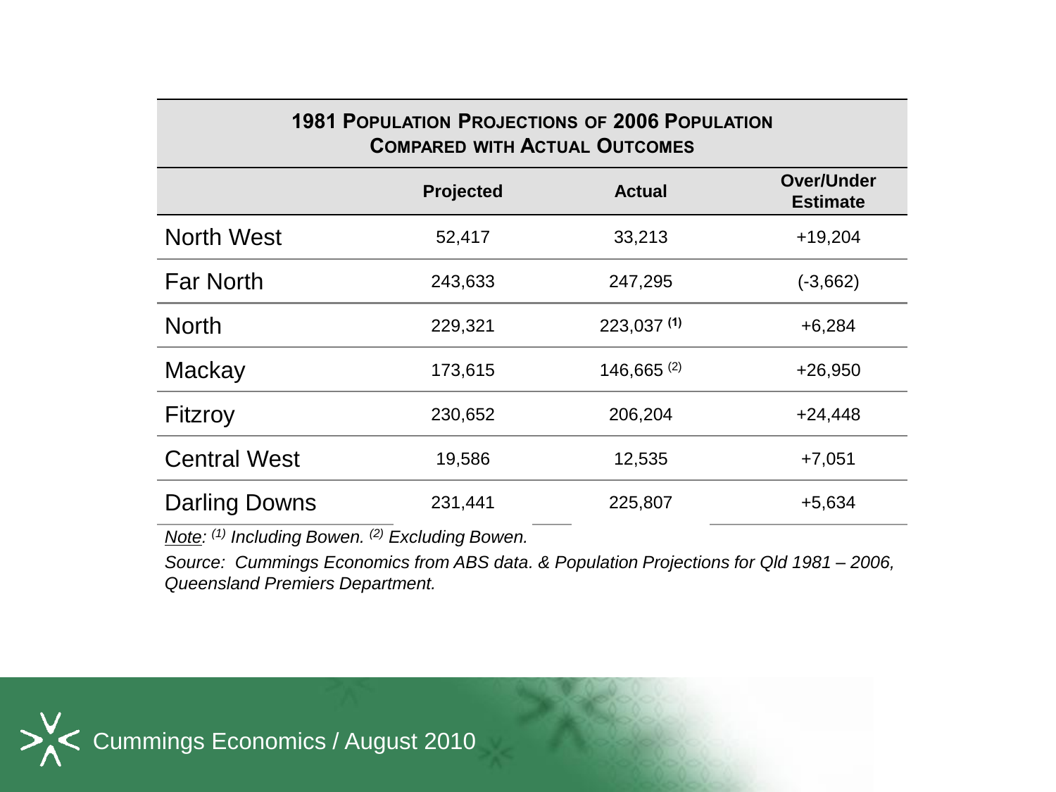| **1981 Population Projections of 2006 Population Compared with Actual Outcomes** | | | |
|---|---|---|---|
| | **Projected** | **Actual** | **Over/Under Estimate** |
| North West | 52,417 | 33,213 | +19,204 |
| Far North | 243,633 | 247,295 | (-3,662) |
| North | 229,321 | 223,037 [(1)] | +6,284 |
| Mackay | 173,615 | 146,665 [(2)] | +26,950 |
| Fitzroy | 230,652 | 206,204 | +24,448 |
| Central West | 19,586 | 12,535 | +7,051 |
| Darling Downs | 231,441 | 225,807 | +5,634 |

*Note: [(1)] Including Bowen. [(2)] Excluding Bowen.*

*Source: Cummings Economics from ABS data. & Population Projections for Qld 1981 – 2006, Queensland Premiers Department.*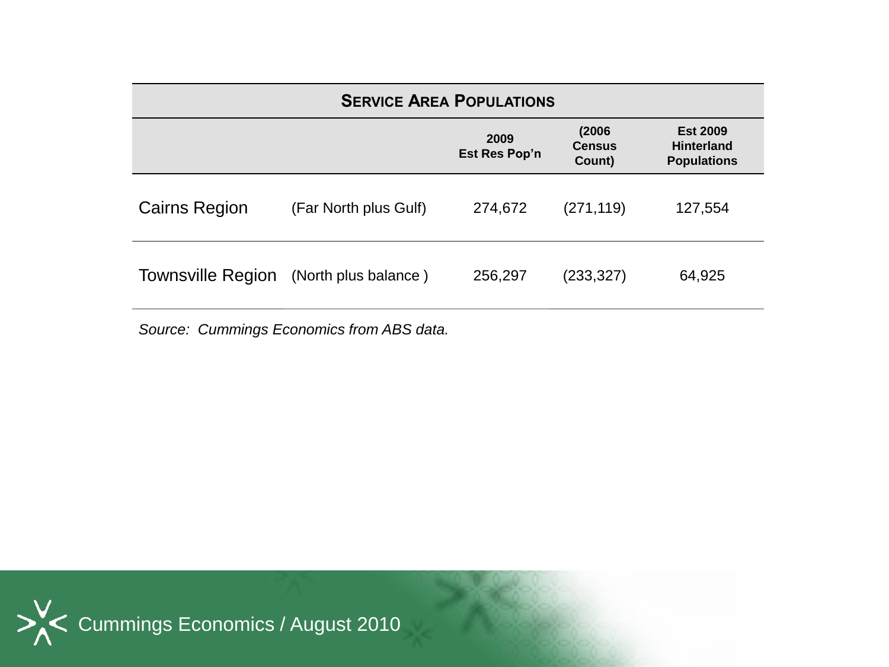| Service Area Populations | | | | |
|---|---|---|---|---|
| | | **2009 Est Res Pop'n** | **(2006 Census Count)** | **Est 2009 Hinterland Populations** |
| Cairns Region | (Far North plus Gulf) | 274,672 | (271,119) | 127,554 |
| Townsville Region | (North plus balance ) | 256,297 | (233,327) | 64,925 |

*Source: Cummings Economics from ABS data.*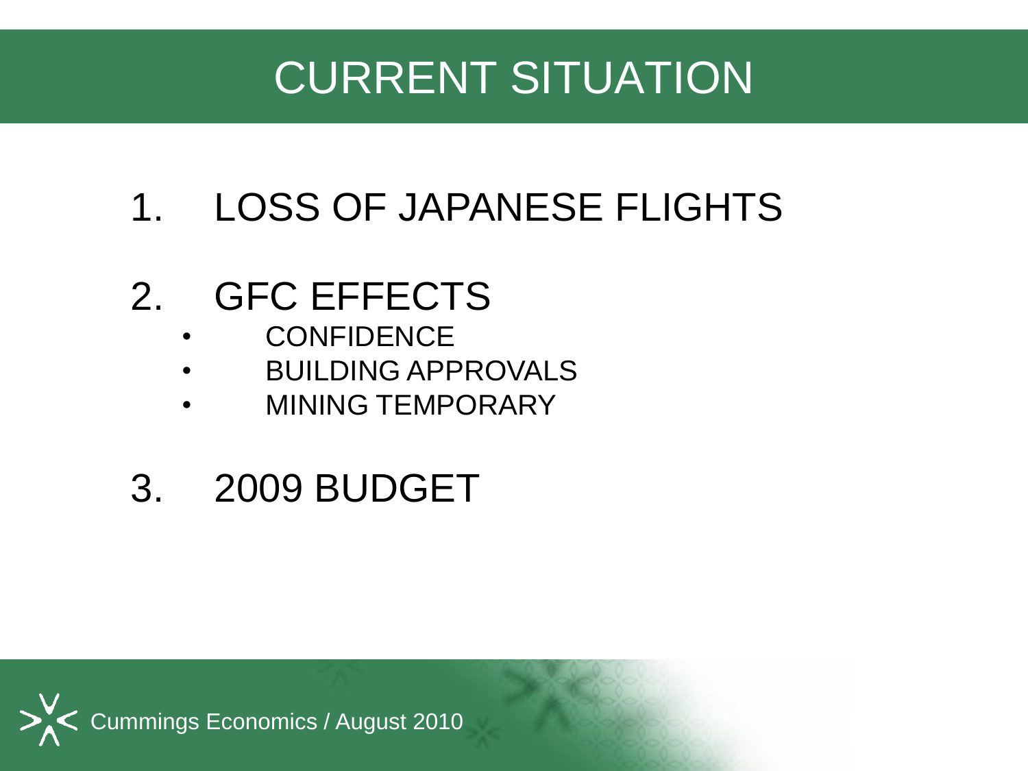# CURRENT SITUATION

1. LOSS OF JAPANESE FLIGHTS

2. GFC EFFECTS
   - CONFIDENCE
   - BUILDING APPROVALS
   - MINING TEMPORARY

3. 2009 BUDGET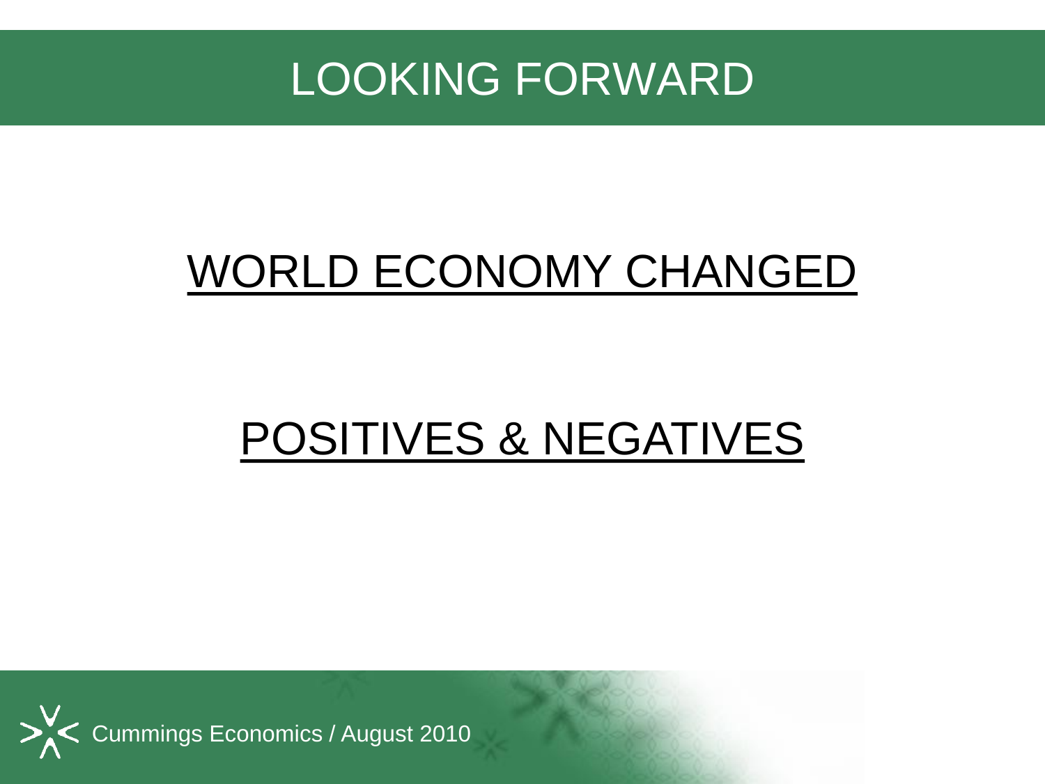# LOOKING FORWARD

WORLD ECONOMY CHANGED

POSITIVES & NEGATIVES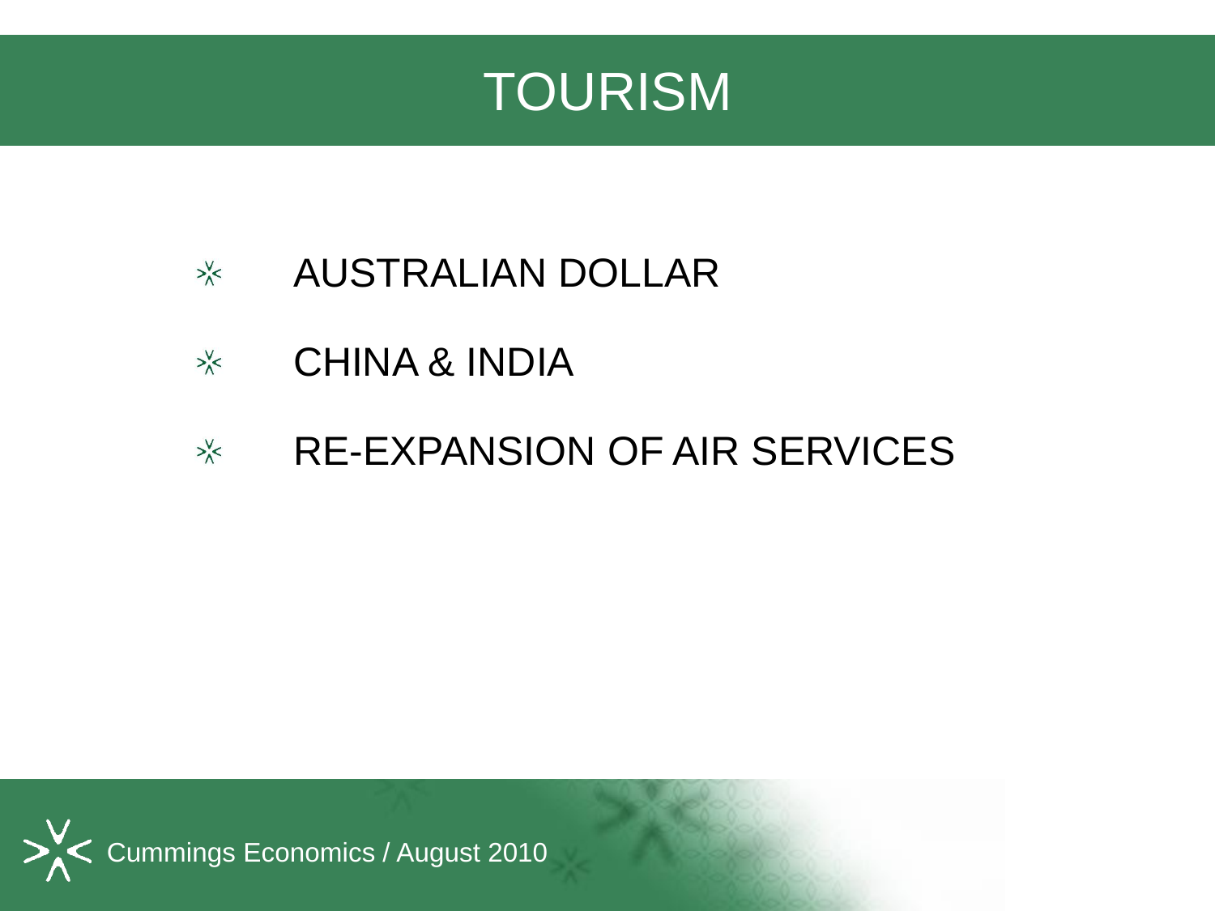# TOURISM

- AUSTRALIAN DOLLAR
- CHINA & INDIA
- RE-EXPANSION OF AIR SERVICES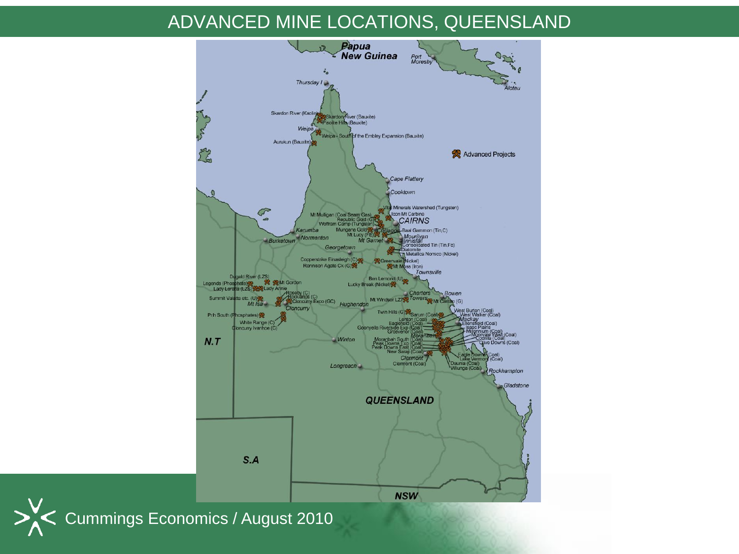# ADVANCED MINE LOCATIONS, QUEENSLAND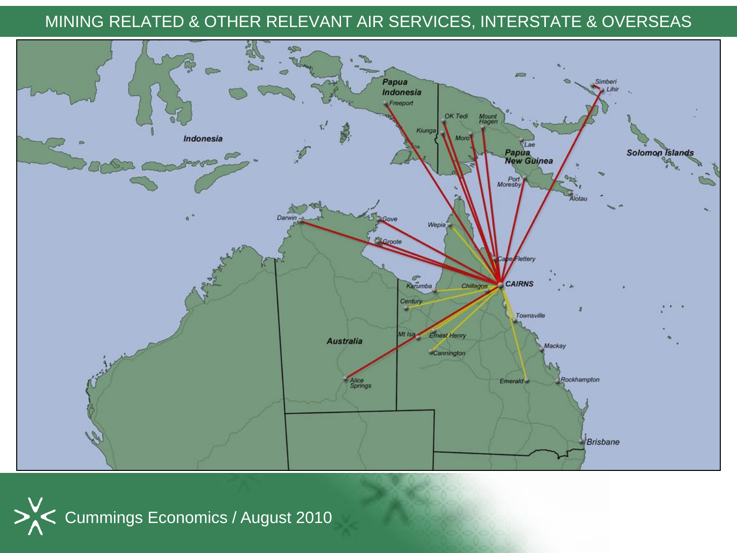# MINING RELATED & OTHER RELEVANT AIR SERVICES, INTERSTATE & OVERSEAS

Cummings Economics / August 2010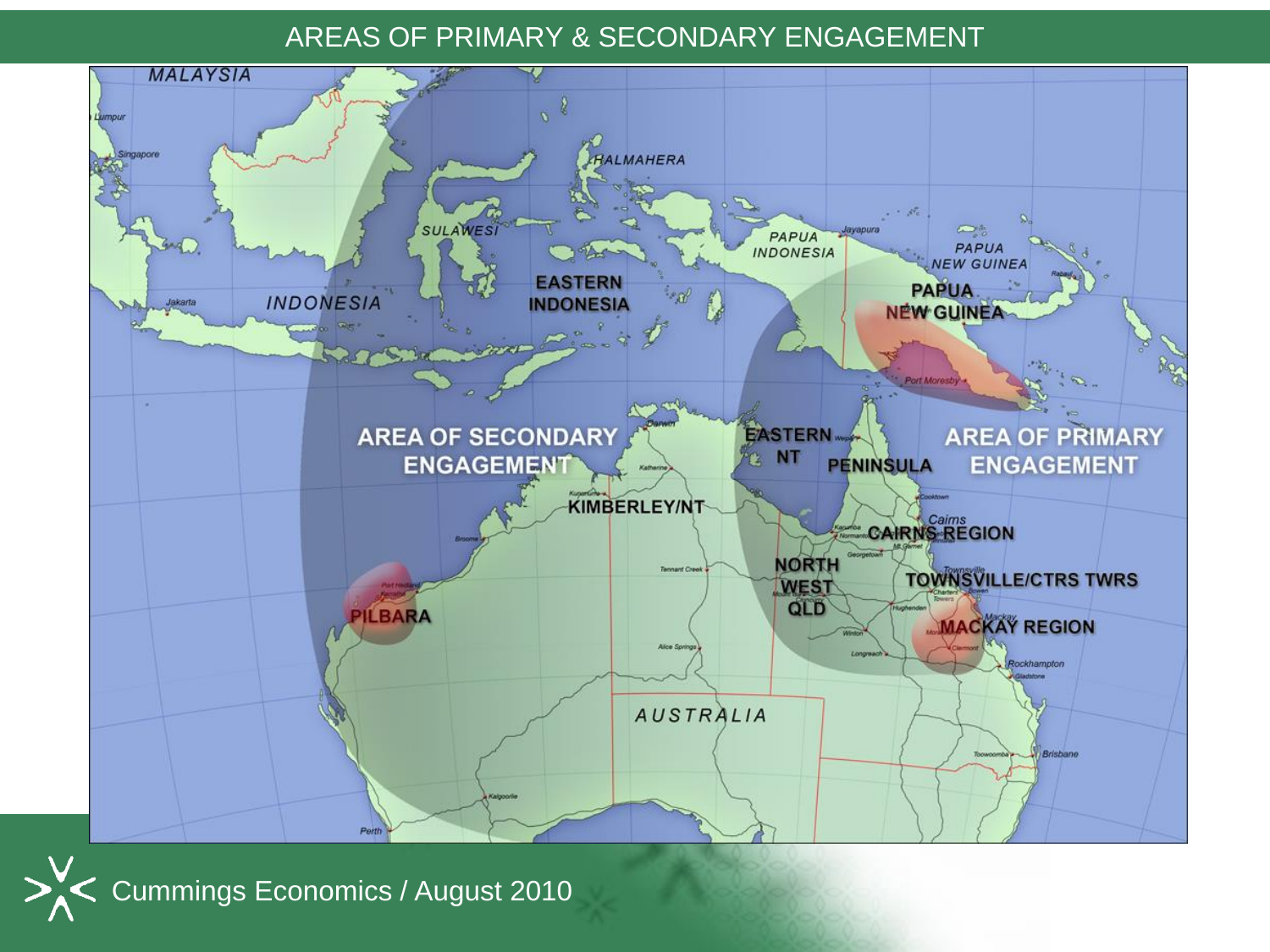# AREAS OF PRIMARY & SECONDARY ENGAGEMENT

MALAYSIA

HALMAHERA

SULAWESI

PAPUA INDONESIA

PAPUA NEW GUINEA

INDONESIA

EASTERN INDONESIA

PAPUA NEW GUINEA

AREA OF SECONDARY ENGAGEMENT

EASTERN NT

PENINSULA

AREA OF PRIMARY ENGAGEMENT

KIMBERLEY/NT

CAIRNS REGION

NORTH WEST QLD

TOWNSVILLE/CTRS TWRS

PILBARA

MACKAY REGION

AUSTRALIA

Cummings Economics / August 2010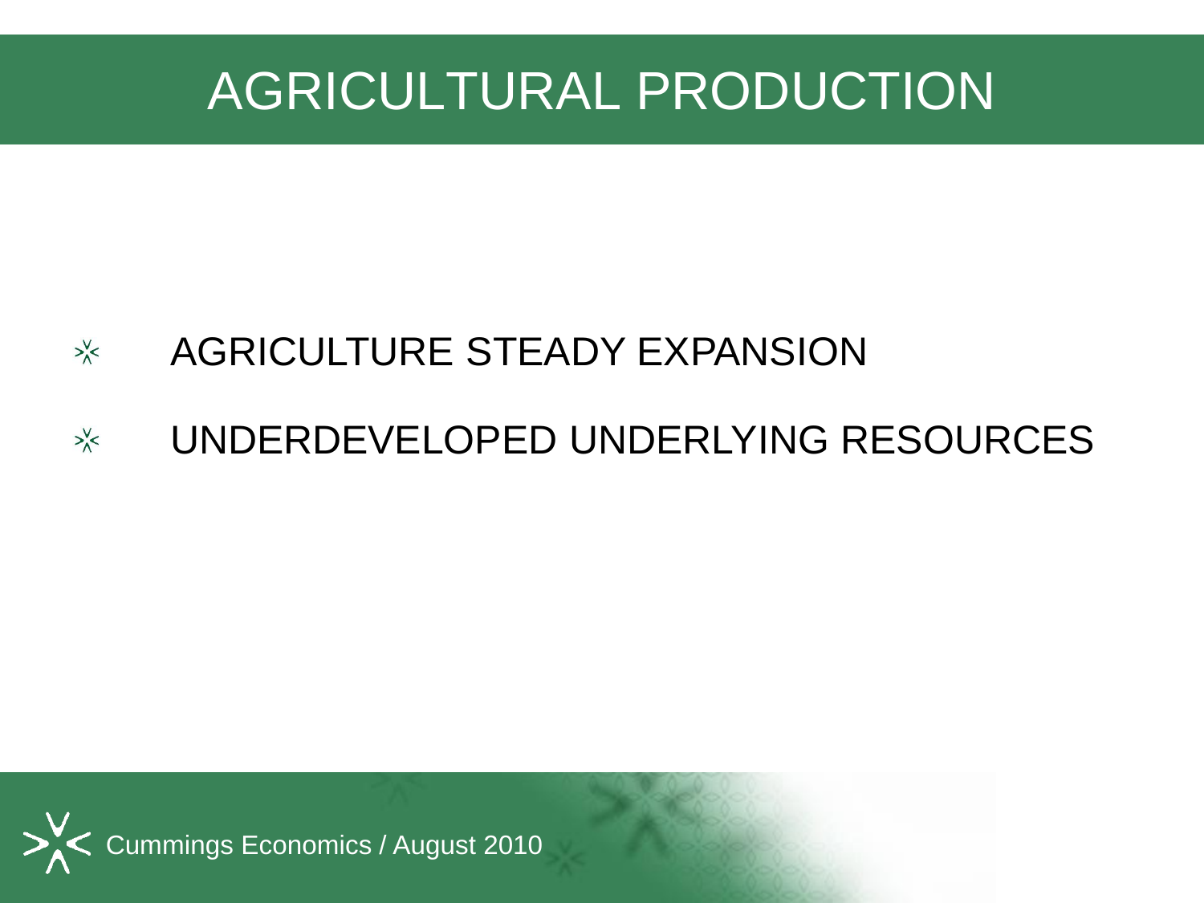# AGRICULTURAL PRODUCTION

- AGRICULTURE STEADY EXPANSION
- UNDERDEVELOPED UNDERLYING RESOURCES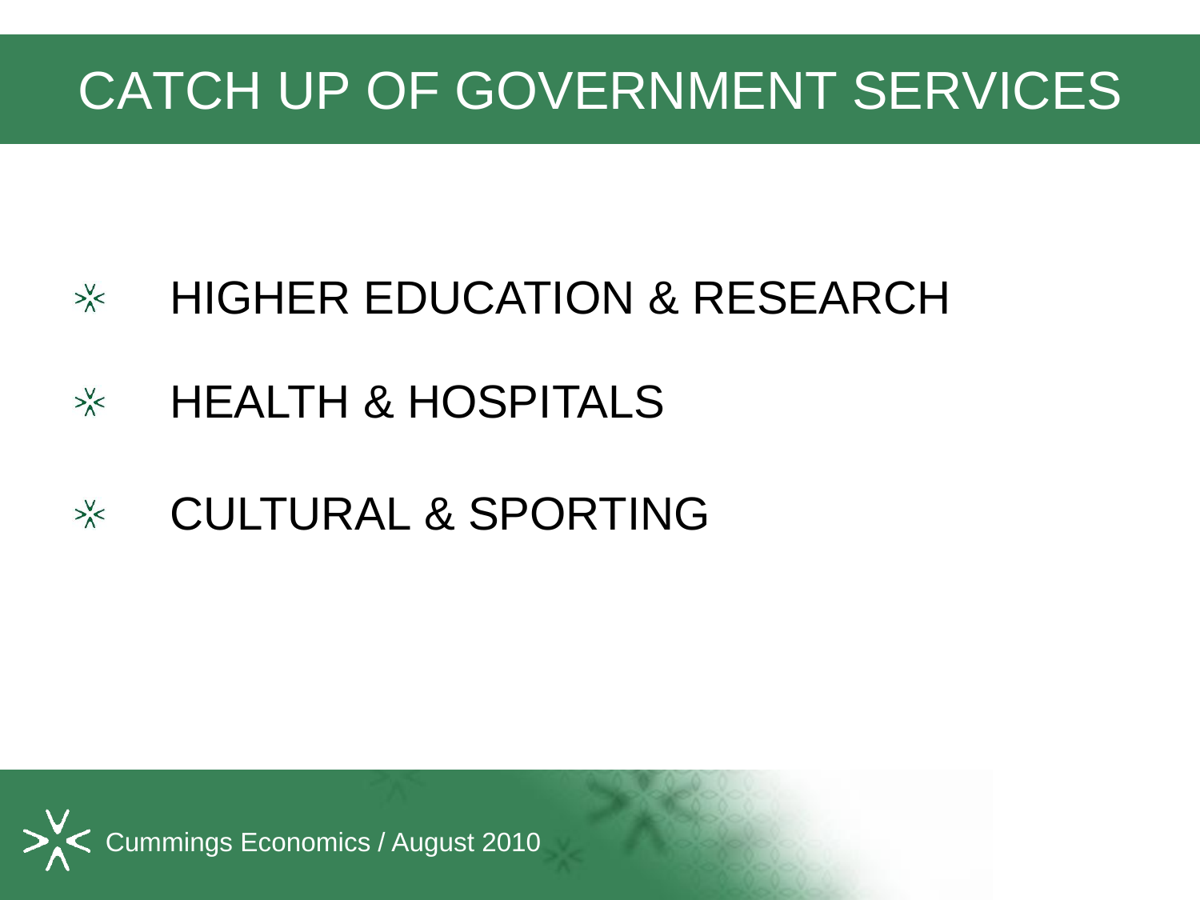# CATCH UP OF GOVERNMENT SERVICES

- HIGHER EDUCATION & RESEARCH
- HEALTH & HOSPITALS
- CULTURAL & SPORTING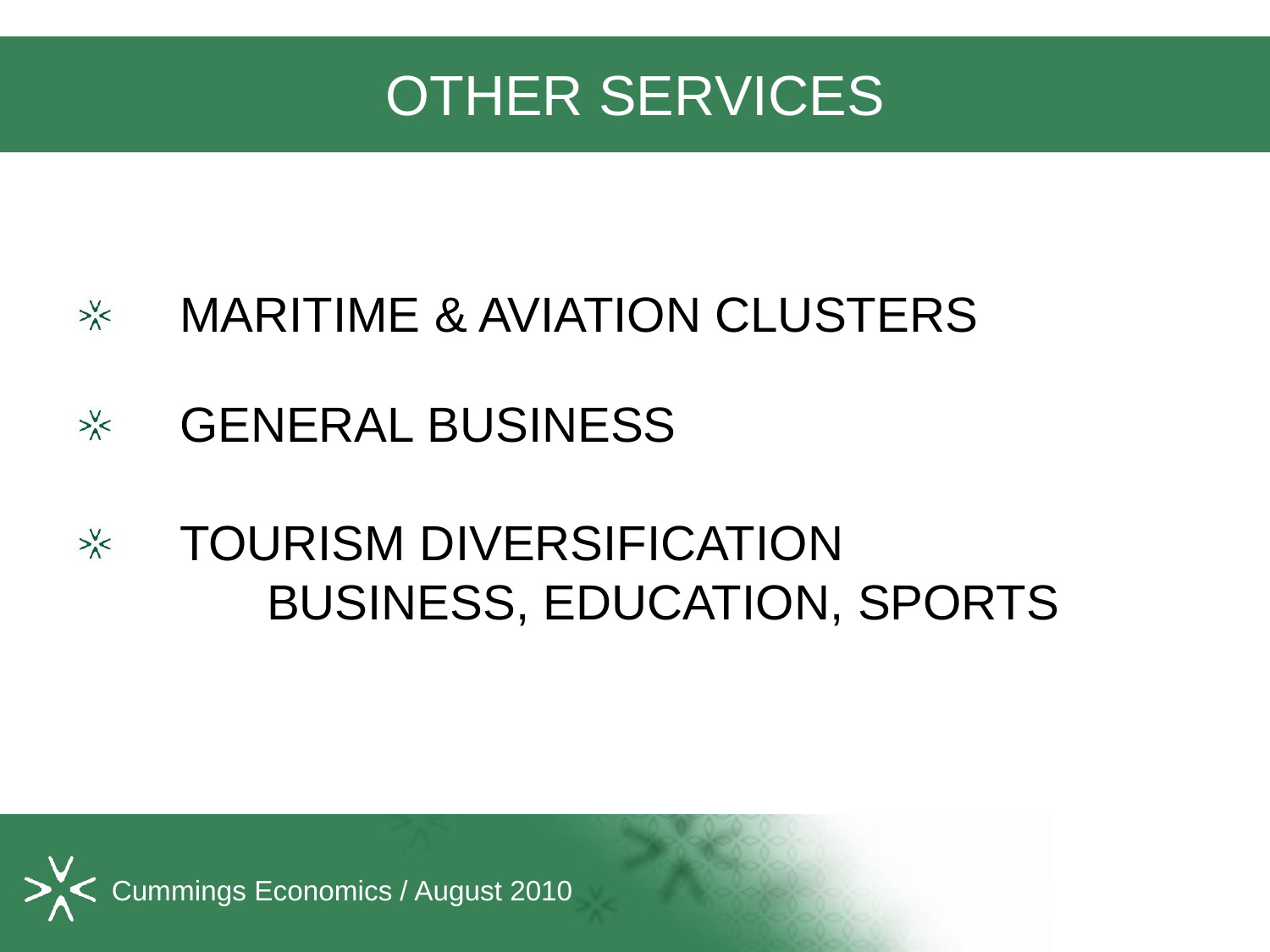# OTHER SERVICES

- MARITIME & AVIATION CLUSTERS
- GENERAL BUSINESS
- TOURISM DIVERSIFICATION
  BUSINESS, EDUCATION, SPORTS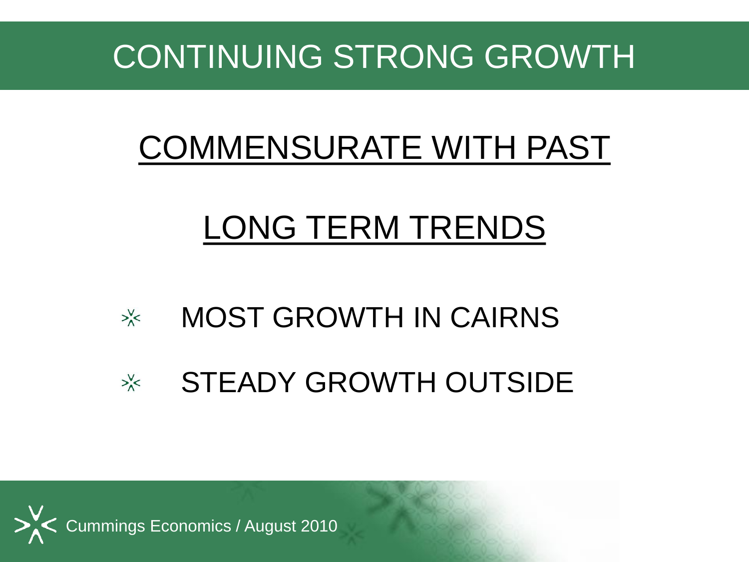# CONTINUING STRONG GROWTH

## COMMENSURATE WITH PAST

## LONG TERM TRENDS

- MOST GROWTH IN CAIRNS
- STEADY GROWTH OUTSIDE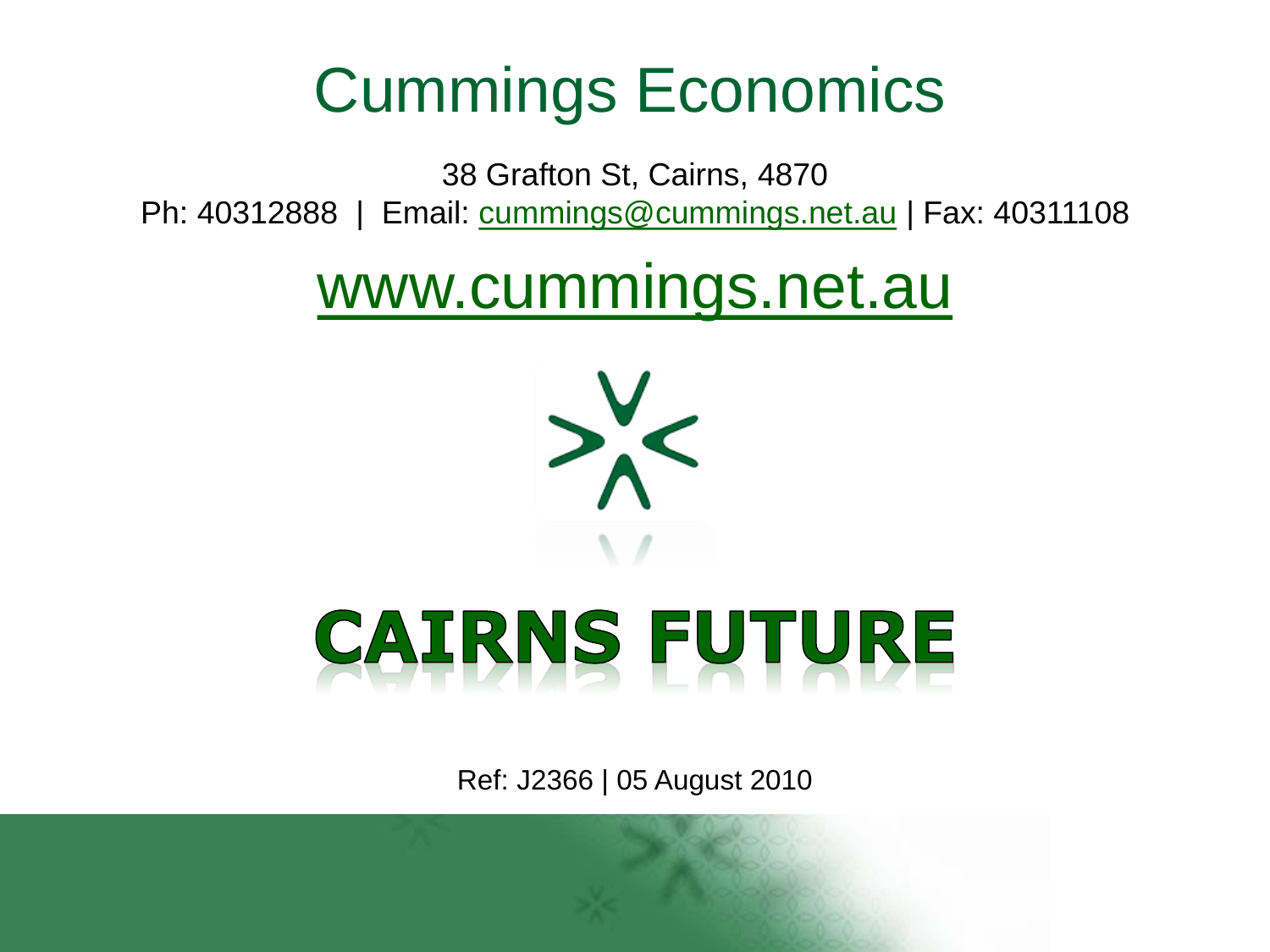# Cummings Economics

38 Grafton St, Cairns, 4870

Ph: 40312888 | Email: cummings@cummings.net.au | Fax: 40311108

## www.cummings.net.au

## CAIRNS FUTURE

Ref: J2366 | 05 August 2010